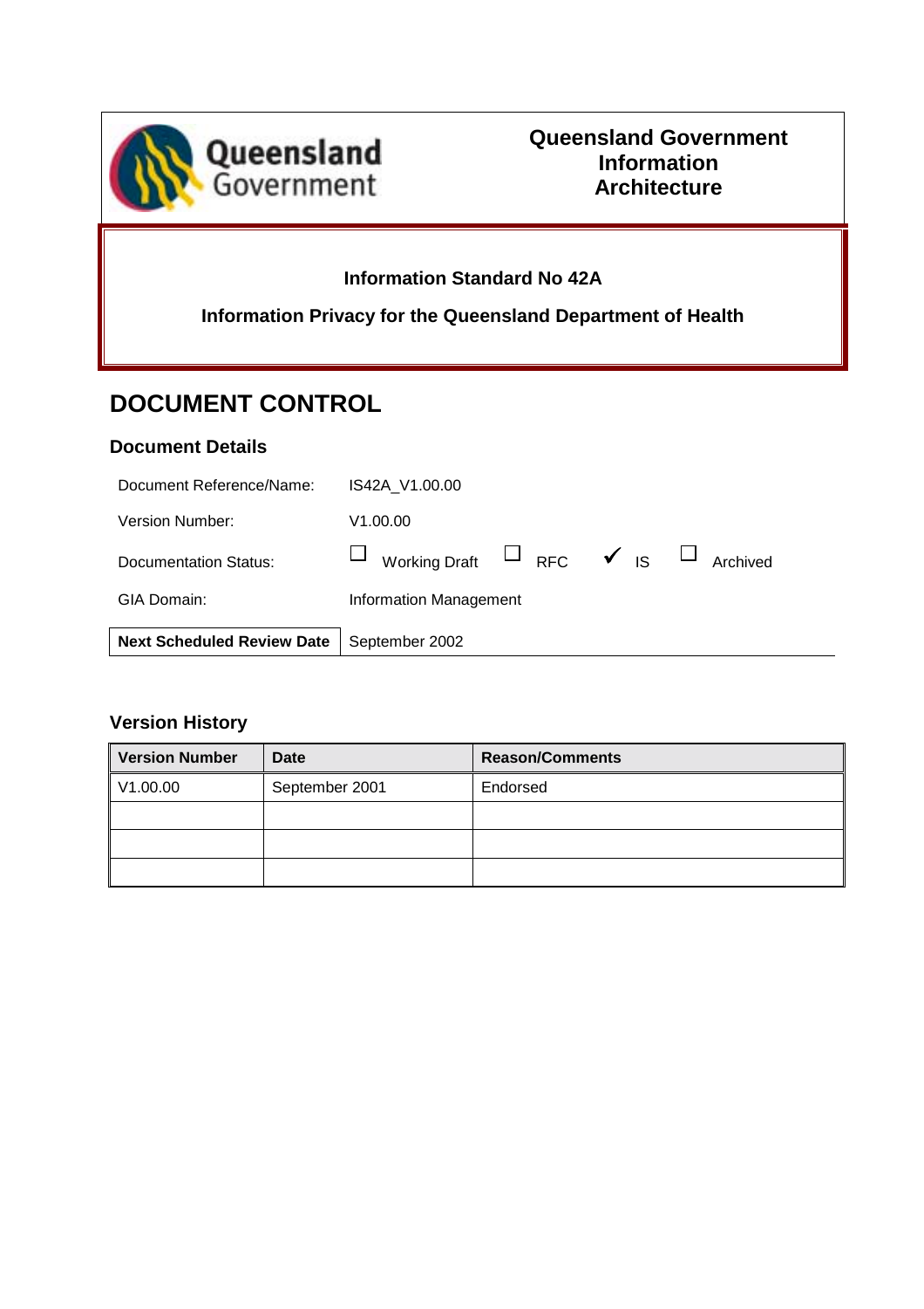Queensland Government

**Queensland Government Information Architecture**

**Information Standard No 42A**

**Information Privacy for the Queensland Department of Health**

# DOCUMENT CONTROL

## Document Details

| | |
|---|---|
| Document Reference/Name: | IS42A_V1.00.00 |
| Version Number: | V1.00.00 |
| Documentation Status: | ☐ Working Draft ☐ RFC ✔ IS ☐ Archived |
| GIA Domain: | Information Management |
| **Next Scheduled Review Date** | September 2002 |

## Version History

| Version Number | Date | Reason/Comments |
|---|---|---|
| V1.00.00 | September 2001 | Endorsed |
| | | |
| | | |
| | | |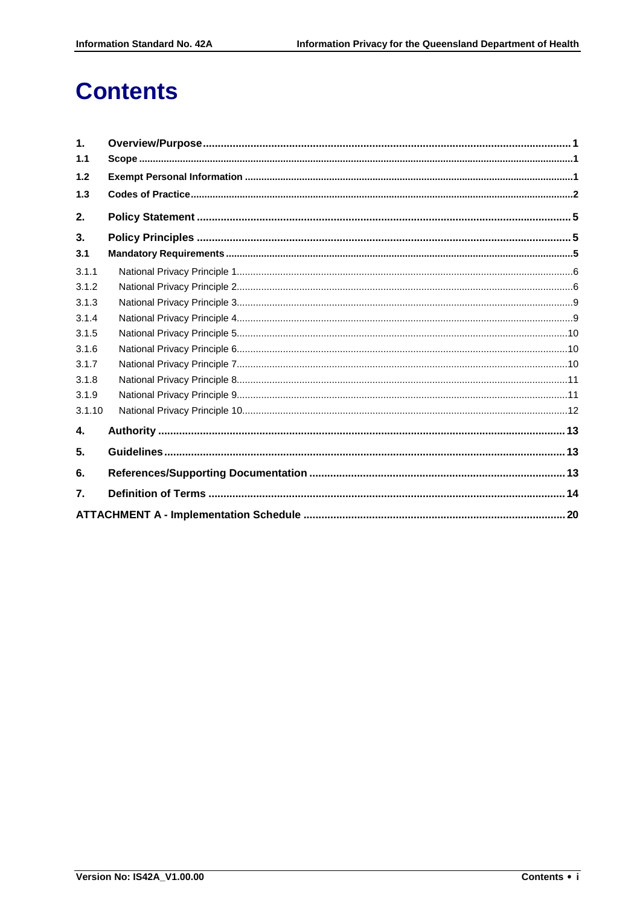# Contents

| | | |
|---|---|---|
| **1.** | **Overview/Purpose** | **1** |
| **1.1** | **Scope** | **1** |
| **1.2** | **Exempt Personal Information** | **1** |
| **1.3** | **Codes of Practice** | **2** |
| **2.** | **Policy Statement** | **5** |
| **3.** | **Policy Principles** | **5** |
| **3.1** | **Mandatory Requirements** | **5** |
| 3.1.1 | National Privacy Principle 1 | 6 |
| 3.1.2 | National Privacy Principle 2 | 6 |
| 3.1.3 | National Privacy Principle 3 | 9 |
| 3.1.4 | National Privacy Principle 4 | 9 |
| 3.1.5 | National Privacy Principle 5 | 10 |
| 3.1.6 | National Privacy Principle 6 | 10 |
| 3.1.7 | National Privacy Principle 7 | 10 |
| 3.1.8 | National Privacy Principle 8 | 11 |
| 3.1.9 | National Privacy Principle 9 | 11 |
| 3.1.10 | National Privacy Principle 10 | 12 |
| **4.** | **Authority** | **13** |
| **5.** | **Guidelines** | **13** |
| **6.** | **References/Supporting Documentation** | **13** |
| **7.** | **Definition of Terms** | **14** |
| **ATTACHMENT A - Implementation Schedule** | | **20** |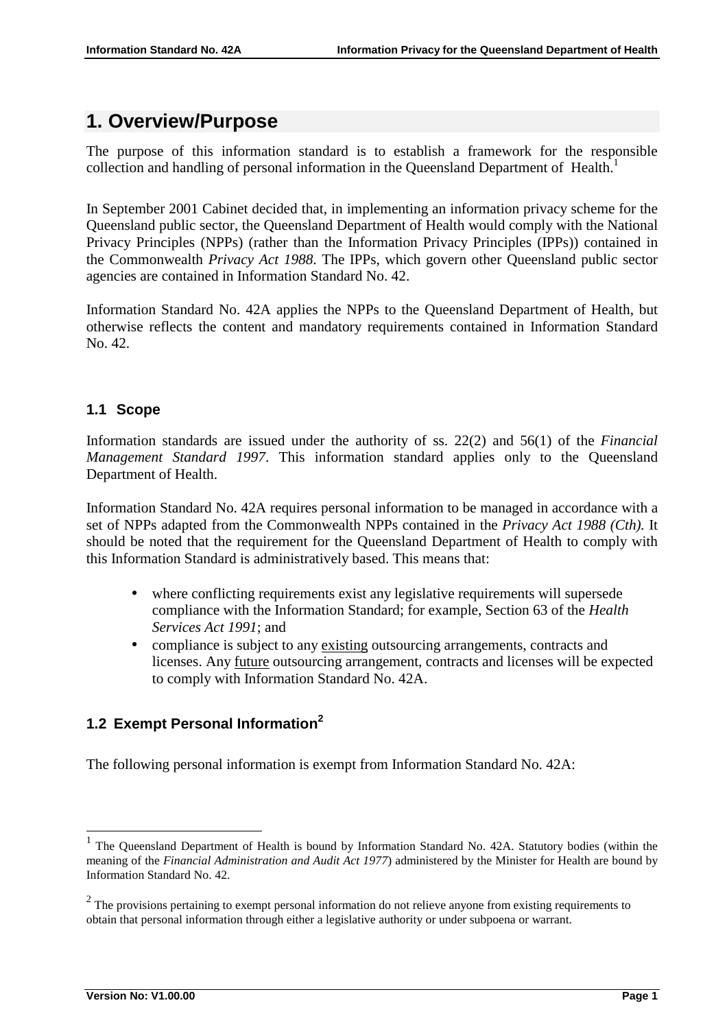# 1. Overview/Purpose

The purpose of this information standard is to establish a framework for the responsible collection and handling of personal information in the Queensland Department of Health.[1]

In September 2001 Cabinet decided that, in implementing an information privacy scheme for the Queensland public sector, the Queensland Department of Health would comply with the National Privacy Principles (NPPs) (rather than the Information Privacy Principles (IPPs)) contained in the Commonwealth *Privacy Act 1988*. The IPPs, which govern other Queensland public sector agencies are contained in Information Standard No. 42.

Information Standard No. 42A applies the NPPs to the Queensland Department of Health, but otherwise reflects the content and mandatory requirements contained in Information Standard No. 42.

## 1.1 Scope

Information standards are issued under the authority of ss. 22(2) and 56(1) of the *Financial Management Standard 1997*. This information standard applies only to the Queensland Department of Health.

Information Standard No. 42A requires personal information to be managed in accordance with a set of NPPs adapted from the Commonwealth NPPs contained in the *Privacy Act 1988 (Cth).* It should be noted that the requirement for the Queensland Department of Health to comply with this Information Standard is administratively based. This means that:

- where conflicting requirements exist any legislative requirements will supersede compliance with the Information Standard; for example, Section 63 of the *Health Services Act 1991*; and
- compliance is subject to any existing outsourcing arrangements, contracts and licenses. Any future outsourcing arrangement, contracts and licenses will be expected to comply with Information Standard No. 42A.

## 1.2 Exempt Personal Information[2]

The following personal information is exempt from Information Standard No. 42A:

---

[1] The Queensland Department of Health is bound by Information Standard No. 42A. Statutory bodies (within the meaning of the *Financial Administration and Audit Act 1977*) administered by the Minister for Health are bound by Information Standard No. 42.

[2] The provisions pertaining to exempt personal information do not relieve anyone from existing requirements to obtain that personal information through either a legislative authority or under subpoena or warrant.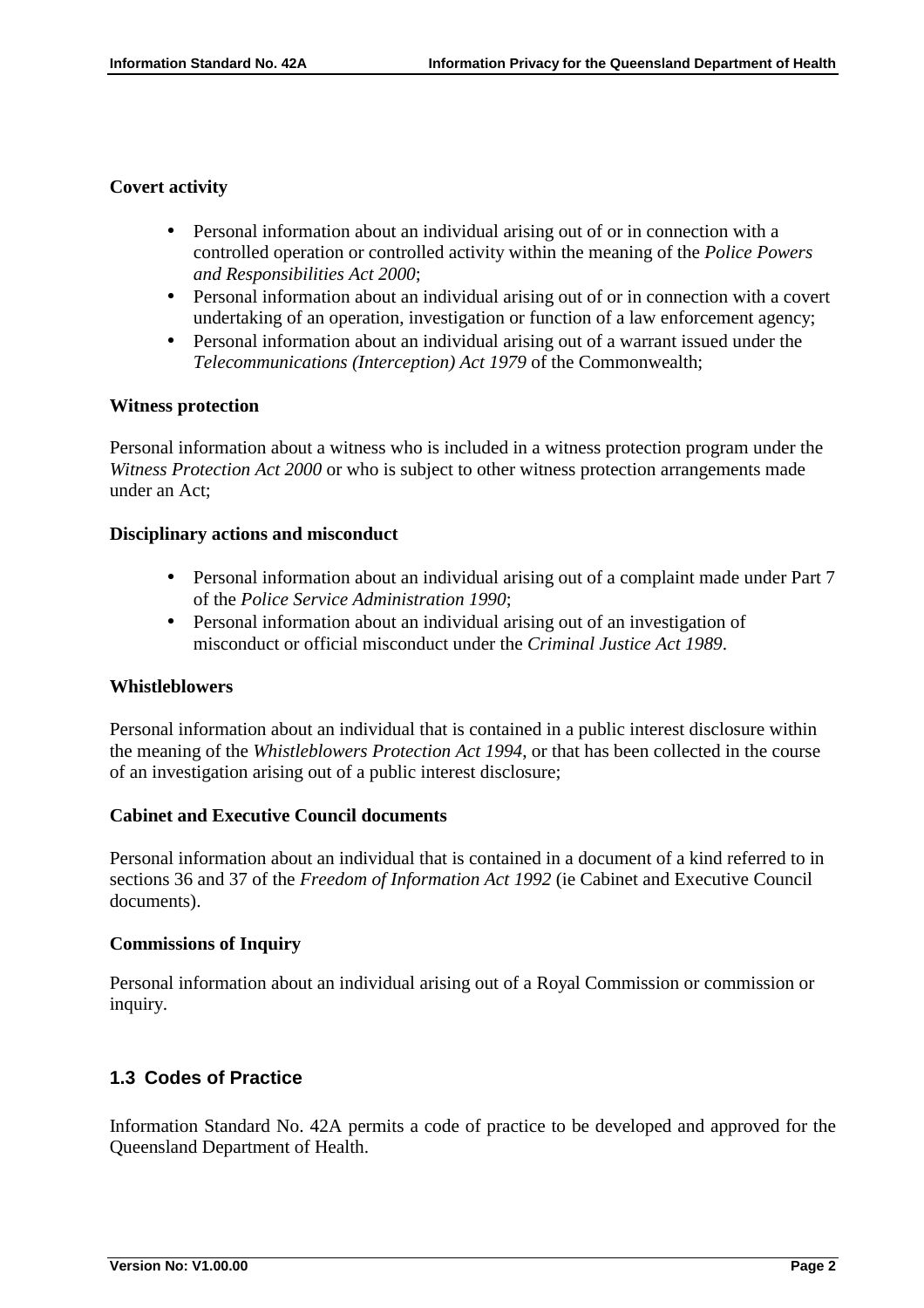**Covert activity**

- Personal information about an individual arising out of or in connection with a controlled operation or controlled activity within the meaning of the *Police Powers and Responsibilities Act 2000*;
- Personal information about an individual arising out of or in connection with a covert undertaking of an operation, investigation or function of a law enforcement agency;
- Personal information about an individual arising out of a warrant issued under the *Telecommunications (Interception) Act 1979* of the Commonwealth;

**Witness protection**

Personal information about a witness who is included in a witness protection program under the *Witness Protection Act 2000* or who is subject to other witness protection arrangements made under an Act;

**Disciplinary actions and misconduct**

- Personal information about an individual arising out of a complaint made under Part 7 of the *Police Service Administration 1990*;
- Personal information about an individual arising out of an investigation of misconduct or official misconduct under the *Criminal Justice Act 1989*.

**Whistleblowers**

Personal information about an individual that is contained in a public interest disclosure within the meaning of the *Whistleblowers Protection Act 1994*, or that has been collected in the course of an investigation arising out of a public interest disclosure;

**Cabinet and Executive Council documents**

Personal information about an individual that is contained in a document of a kind referred to in sections 36 and 37 of the *Freedom of Information Act 1992* (ie Cabinet and Executive Council documents).

**Commissions of Inquiry**

Personal information about an individual arising out of a Royal Commission or commission or inquiry.

## 1.3 Codes of Practice

Information Standard No. 42A permits a code of practice to be developed and approved for the Queensland Department of Health.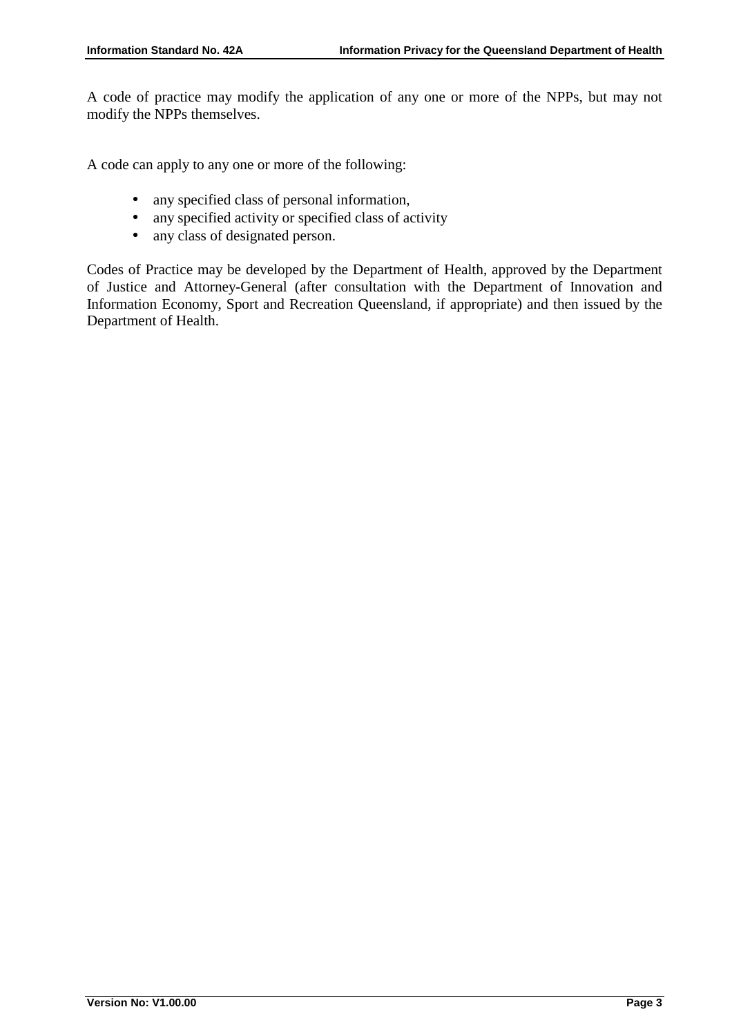A code of practice may modify the application of any one or more of the NPPs, but may not modify the NPPs themselves.

A code can apply to any one or more of the following:

- any specified class of personal information,
- any specified activity or specified class of activity
- any class of designated person.

Codes of Practice may be developed by the Department of Health, approved by the Department of Justice and Attorney-General (after consultation with the Department of Innovation and Information Economy, Sport and Recreation Queensland, if appropriate) and then issued by the Department of Health.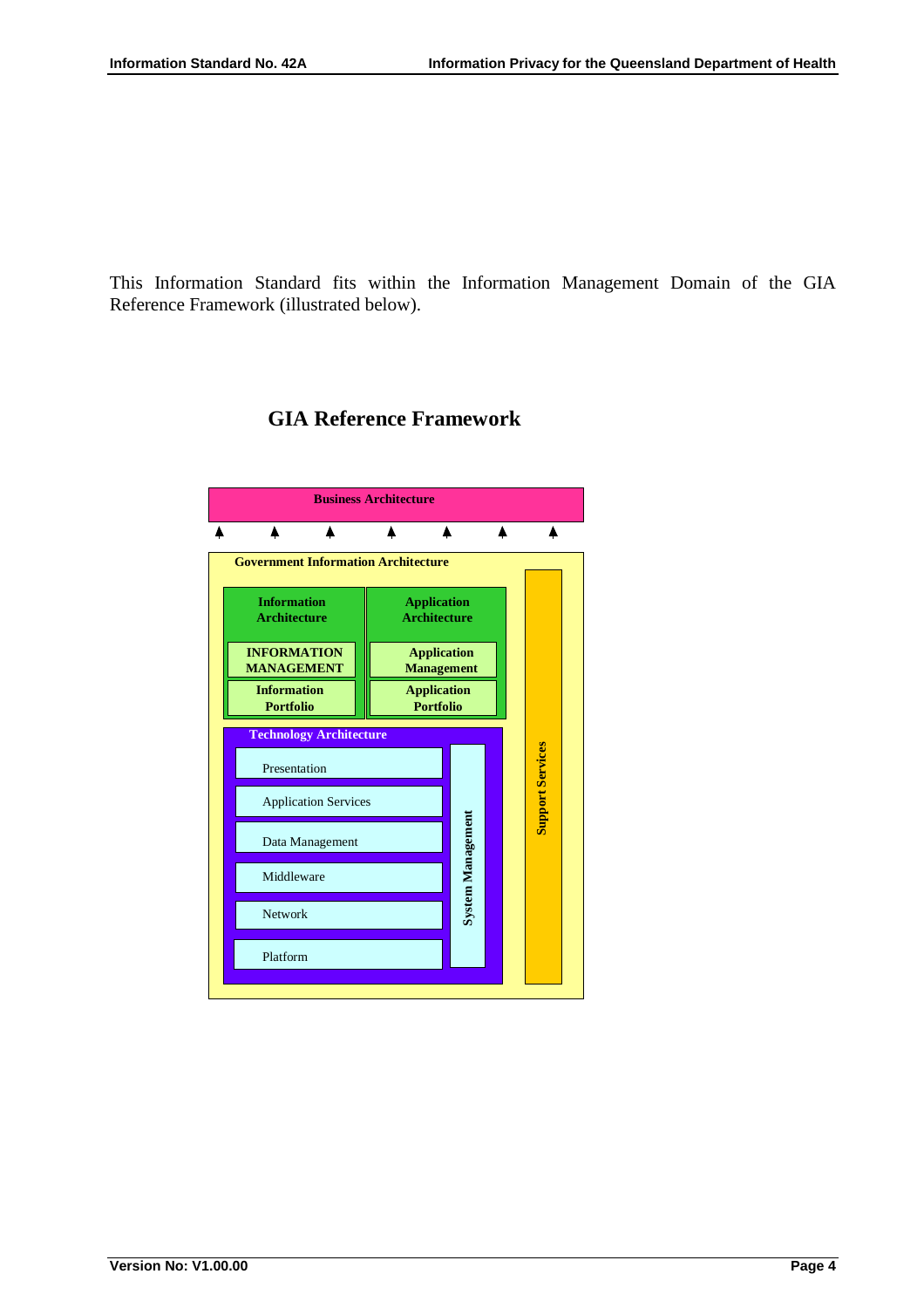This Information Standard fits within the Information Management Domain of the GIA Reference Framework (illustrated below).

## GIA Reference Framework

**Business Architecture**

**Government Information Architecture**

**Information Architecture**
- **INFORMATION MANAGEMENT**
- **Information Portfolio**

**Application Architecture**
- **Application Management**
- **Application Portfolio**

**Technology Architecture**
- Presentation
- Application Services
- Data Management
- Middleware
- Network
- Platform

**System Management**

**Support Services**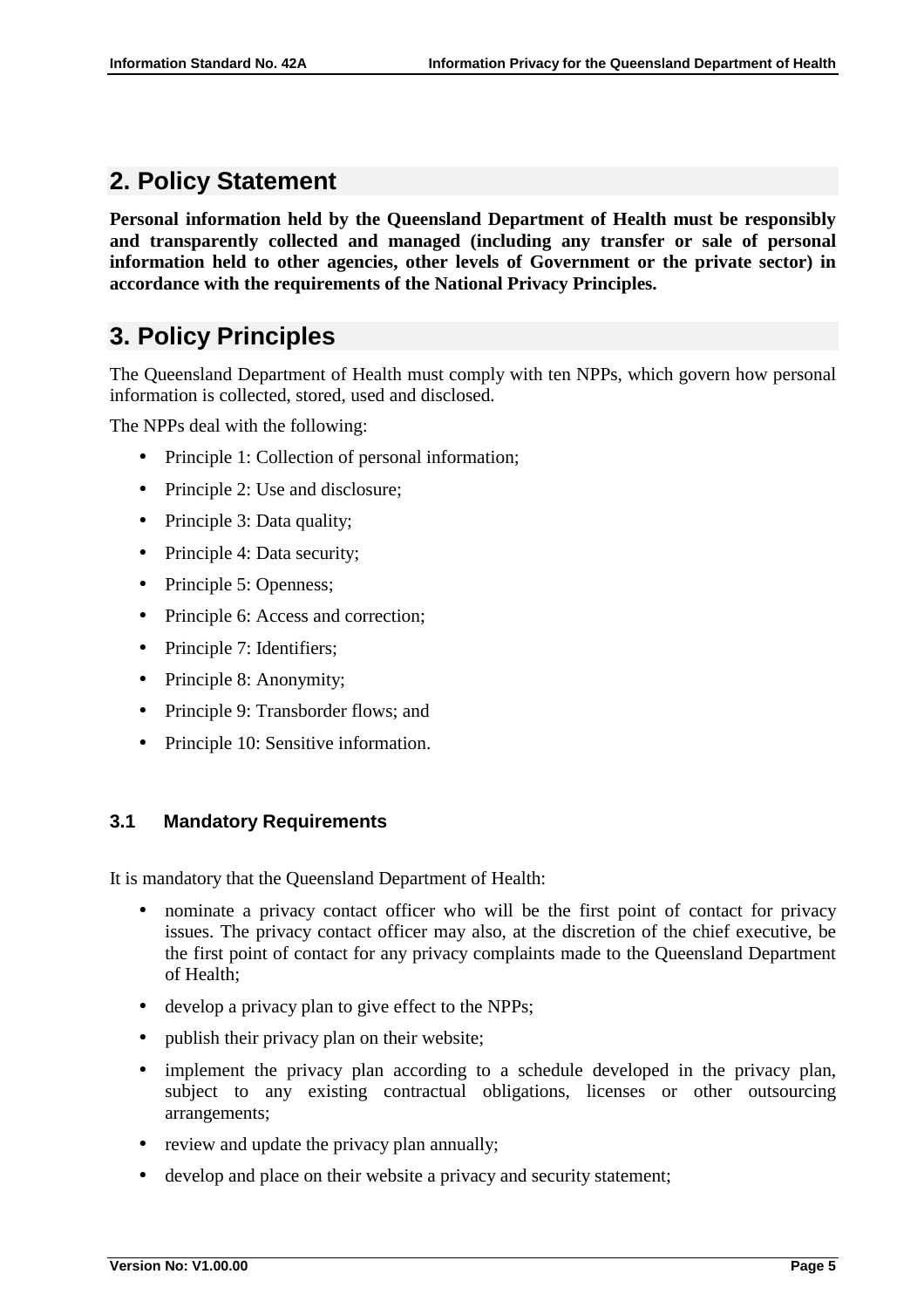## 2. Policy Statement

**Personal information held by the Queensland Department of Health must be responsibly and transparently collected and managed (including any transfer or sale of personal information held to other agencies, other levels of Government or the private sector) in accordance with the requirements of the National Privacy Principles.**

## 3. Policy Principles

The Queensland Department of Health must comply with ten NPPs, which govern how personal information is collected, stored, used and disclosed.

The NPPs deal with the following:

- Principle 1: Collection of personal information;
- Principle 2: Use and disclosure;
- Principle 3: Data quality;
- Principle 4: Data security;
- Principle 5: Openness;
- Principle 6: Access and correction;
- Principle 7: Identifiers;
- Principle 8: Anonymity;
- Principle 9: Transborder flows; and
- Principle 10: Sensitive information.

### 3.1 Mandatory Requirements

It is mandatory that the Queensland Department of Health:

- nominate a privacy contact officer who will be the first point of contact for privacy issues. The privacy contact officer may also, at the discretion of the chief executive, be the first point of contact for any privacy complaints made to the Queensland Department of Health;
- develop a privacy plan to give effect to the NPPs;
- publish their privacy plan on their website;
- implement the privacy plan according to a schedule developed in the privacy plan, subject to any existing contractual obligations, licenses or other outsourcing arrangements;
- review and update the privacy plan annually;
- develop and place on their website a privacy and security statement;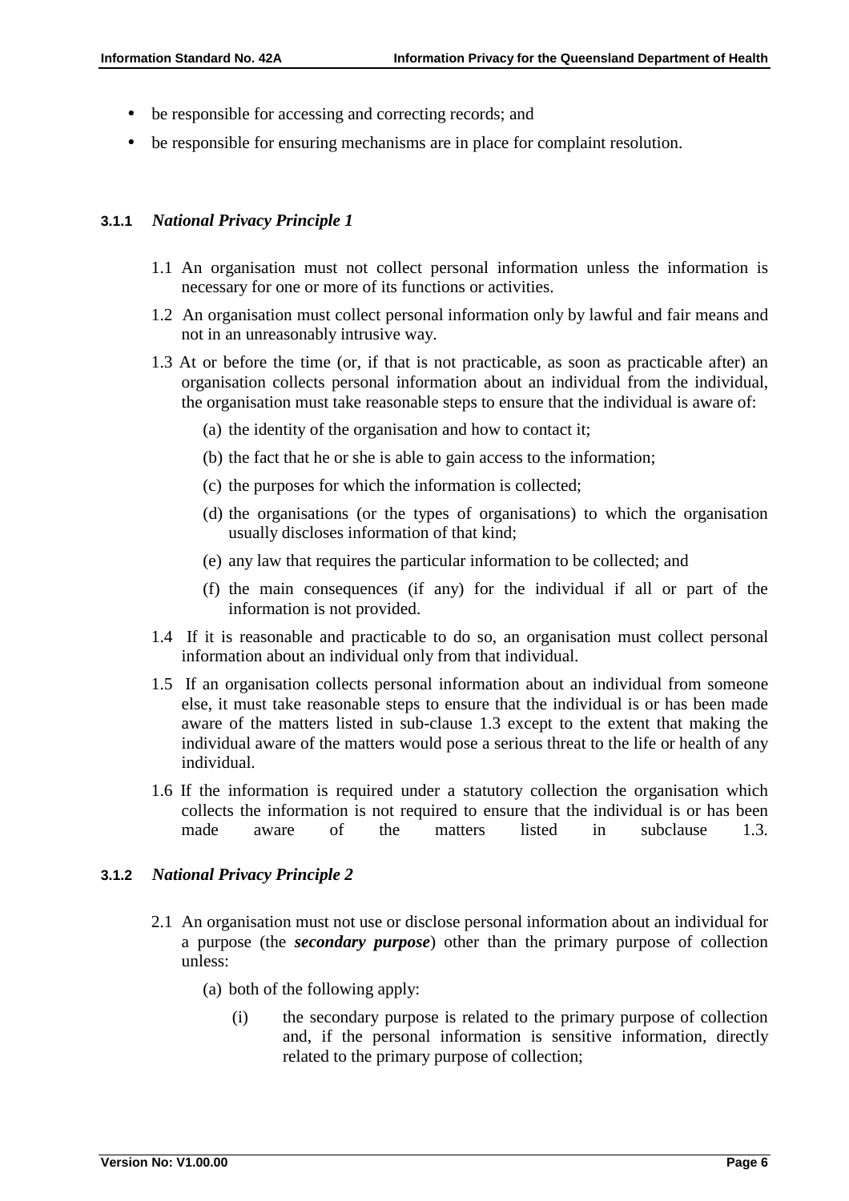- be responsible for accessing and correcting records; and
- be responsible for ensuring mechanisms are in place for complaint resolution.

### 3.1.1 *National Privacy Principle 1*

1.1 An organisation must not collect personal information unless the information is necessary for one or more of its functions or activities.

1.2 An organisation must collect personal information only by lawful and fair means and not in an unreasonably intrusive way.

1.3 At or before the time (or, if that is not practicable, as soon as practicable after) an organisation collects personal information about an individual from the individual, the organisation must take reasonable steps to ensure that the individual is aware of:

(a) the identity of the organisation and how to contact it;

(b) the fact that he or she is able to gain access to the information;

(c) the purposes for which the information is collected;

(d) the organisations (or the types of organisations) to which the organisation usually discloses information of that kind;

(e) any law that requires the particular information to be collected; and

(f) the main consequences (if any) for the individual if all or part of the information is not provided.

1.4 If it is reasonable and practicable to do so, an organisation must collect personal information about an individual only from that individual.

1.5 If an organisation collects personal information about an individual from someone else, it must take reasonable steps to ensure that the individual is or has been made aware of the matters listed in sub-clause 1.3 except to the extent that making the individual aware of the matters would pose a serious threat to the life or health of any individual.

1.6 If the information is required under a statutory collection the organisation which collects the information is not required to ensure that the individual is or has been made aware of the matters listed in subclause 1.3.

### 3.1.2 *National Privacy Principle 2*

2.1 An organisation must not use or disclose personal information about an individual for a purpose (the ***secondary purpose***) other than the primary purpose of collection unless:

(a) both of the following apply:

(i) the secondary purpose is related to the primary purpose of collection and, if the personal information is sensitive information, directly related to the primary purpose of collection;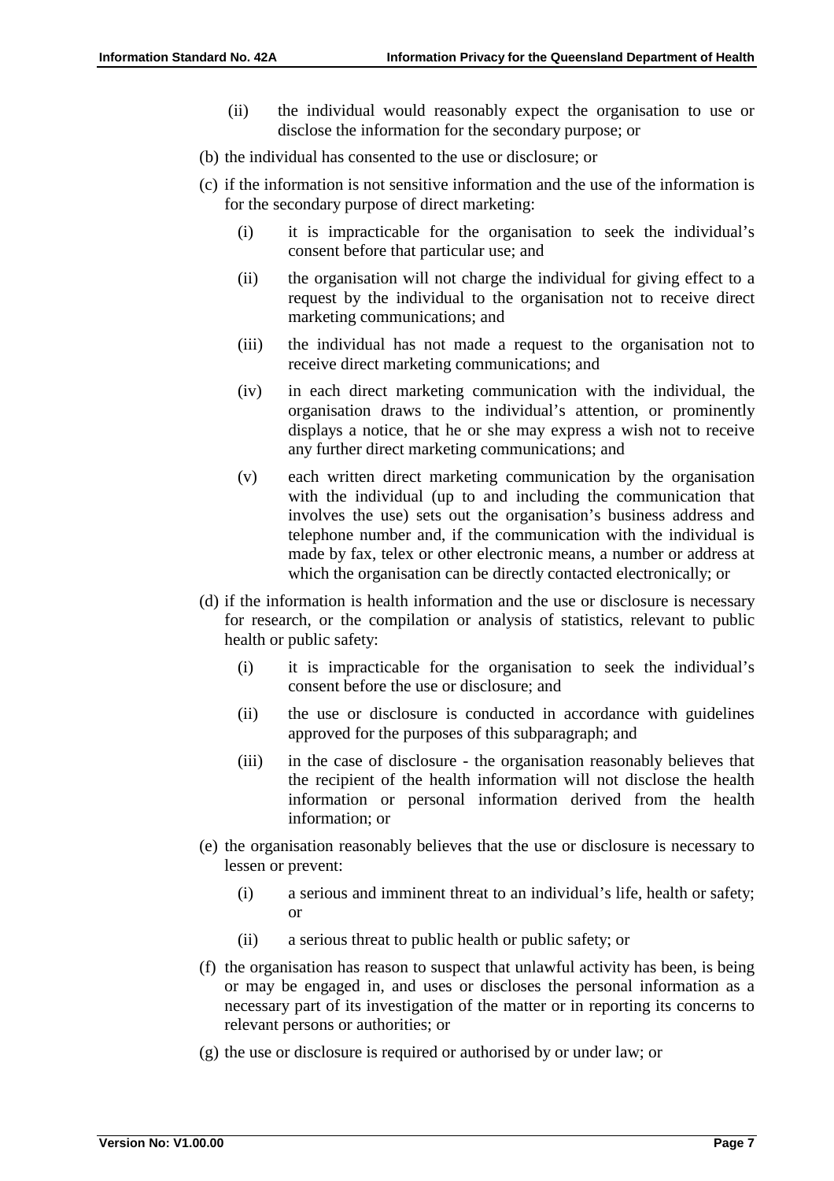(ii) the individual would reasonably expect the organisation to use or disclose the information for the secondary purpose; or

(b) the individual has consented to the use or disclosure; or

(c) if the information is not sensitive information and the use of the information is for the secondary purpose of direct marketing:

(i) it is impracticable for the organisation to seek the individual's consent before that particular use; and

(ii) the organisation will not charge the individual for giving effect to a request by the individual to the organisation not to receive direct marketing communications; and

(iii) the individual has not made a request to the organisation not to receive direct marketing communications; and

(iv) in each direct marketing communication with the individual, the organisation draws to the individual's attention, or prominently displays a notice, that he or she may express a wish not to receive any further direct marketing communications; and

(v) each written direct marketing communication by the organisation with the individual (up to and including the communication that involves the use) sets out the organisation's business address and telephone number and, if the communication with the individual is made by fax, telex or other electronic means, a number or address at which the organisation can be directly contacted electronically; or

(d) if the information is health information and the use or disclosure is necessary for research, or the compilation or analysis of statistics, relevant to public health or public safety:

(i) it is impracticable for the organisation to seek the individual's consent before the use or disclosure; and

(ii) the use or disclosure is conducted in accordance with guidelines approved for the purposes of this subparagraph; and

(iii) in the case of disclosure - the organisation reasonably believes that the recipient of the health information will not disclose the health information or personal information derived from the health information; or

(e) the organisation reasonably believes that the use or disclosure is necessary to lessen or prevent:

(i) a serious and imminent threat to an individual's life, health or safety; or

(ii) a serious threat to public health or public safety; or

(f) the organisation has reason to suspect that unlawful activity has been, is being or may be engaged in, and uses or discloses the personal information as a necessary part of its investigation of the matter or in reporting its concerns to relevant persons or authorities; or

(g) the use or disclosure is required or authorised by or under law; or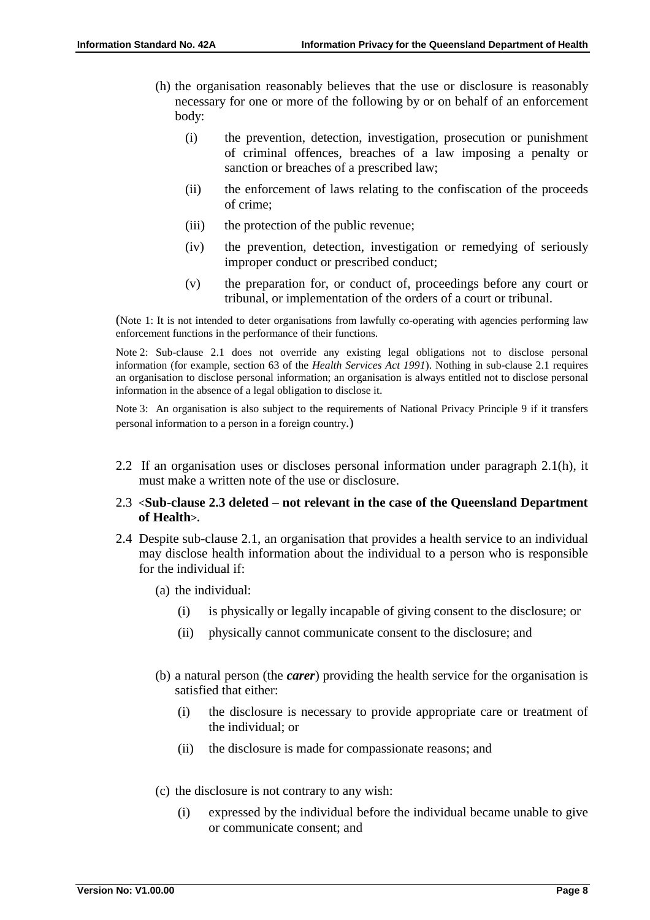(h) the organisation reasonably believes that the use or disclosure is reasonably necessary for one or more of the following by or on behalf of an enforcement body:

   (i) the prevention, detection, investigation, prosecution or punishment of criminal offences, breaches of a law imposing a penalty or sanction or breaches of a prescribed law;

   (ii) the enforcement of laws relating to the confiscation of the proceeds of crime;

   (iii) the protection of the public revenue;

   (iv) the prevention, detection, investigation or remedying of seriously improper conduct or prescribed conduct;

   (v) the preparation for, or conduct of, proceedings before any court or tribunal, or implementation of the orders of a court or tribunal.

(Note 1: It is not intended to deter organisations from lawfully co-operating with agencies performing law enforcement functions in the performance of their functions.

Note 2: Sub-clause 2.1 does not override any existing legal obligations not to disclose personal information (for example, section 63 of the *Health Services Act 1991*). Nothing in sub-clause 2.1 requires an organisation to disclose personal information; an organisation is always entitled not to disclose personal information in the absence of a legal obligation to disclose it.

Note 3: An organisation is also subject to the requirements of National Privacy Principle 9 if it transfers personal information to a person in a foreign country.)

2.2 If an organisation uses or discloses personal information under paragraph 2.1(h), it must make a written note of the use or disclosure.

2.3 <**Sub-clause 2.3 deleted – not relevant in the case of the Queensland Department of Health**>.

2.4 Despite sub-clause 2.1, an organisation that provides a health service to an individual may disclose health information about the individual to a person who is responsible for the individual if:

(a) the individual:

   (i) is physically or legally incapable of giving consent to the disclosure; or

   (ii) physically cannot communicate consent to the disclosure; and

(b) a natural person (the ***carer***) providing the health service for the organisation is satisfied that either:

   (i) the disclosure is necessary to provide appropriate care or treatment of the individual; or

   (ii) the disclosure is made for compassionate reasons; and

(c) the disclosure is not contrary to any wish:

   (i) expressed by the individual before the individual became unable to give or communicate consent; and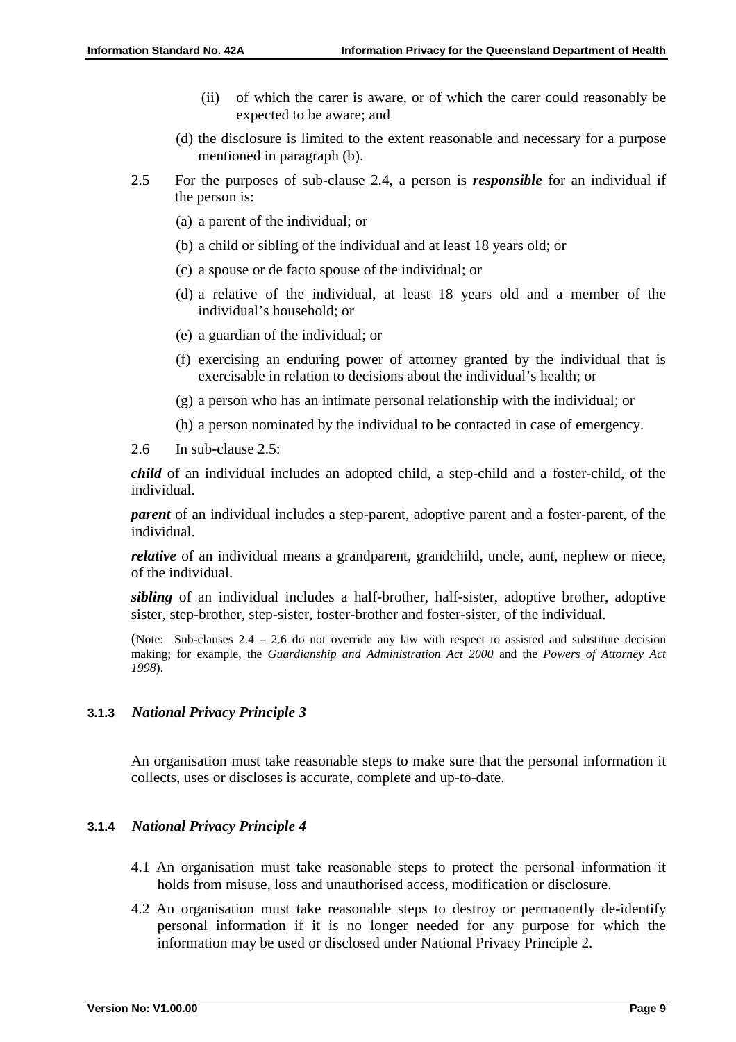(ii) of which the carer is aware, or of which the carer could reasonably be expected to be aware; and

(d) the disclosure is limited to the extent reasonable and necessary for a purpose mentioned in paragraph (b).

2.5 For the purposes of sub-clause 2.4, a person is ***responsible*** for an individual if the person is:

(a) a parent of the individual; or

(b) a child or sibling of the individual and at least 18 years old; or

(c) a spouse or de facto spouse of the individual; or

(d) a relative of the individual, at least 18 years old and a member of the individual's household; or

(e) a guardian of the individual; or

(f) exercising an enduring power of attorney granted by the individual that is exercisable in relation to decisions about the individual's health; or

(g) a person who has an intimate personal relationship with the individual; or

(h) a person nominated by the individual to be contacted in case of emergency.

2.6 In sub-clause 2.5:

***child*** of an individual includes an adopted child, a step-child and a foster-child, of the individual.

***parent*** of an individual includes a step-parent, adoptive parent and a foster-parent, of the individual.

***relative*** of an individual means a grandparent, grandchild, uncle, aunt, nephew or niece, of the individual.

***sibling*** of an individual includes a half-brother, half-sister, adoptive brother, adoptive sister, step-brother, step-sister, foster-brother and foster-sister, of the individual.

(Note: Sub-clauses 2.4 – 2.6 do not override any law with respect to assisted and substitute decision making; for example, the *Guardianship and Administration Act 2000* and the *Powers of Attorney Act 1998*).

### 3.1.3 *National Privacy Principle 3*

An organisation must take reasonable steps to make sure that the personal information it collects, uses or discloses is accurate, complete and up-to-date.

### 3.1.4 *National Privacy Principle 4*

4.1 An organisation must take reasonable steps to protect the personal information it holds from misuse, loss and unauthorised access, modification or disclosure.

4.2 An organisation must take reasonable steps to destroy or permanently de-identify personal information if it is no longer needed for any purpose for which the information may be used or disclosed under National Privacy Principle 2.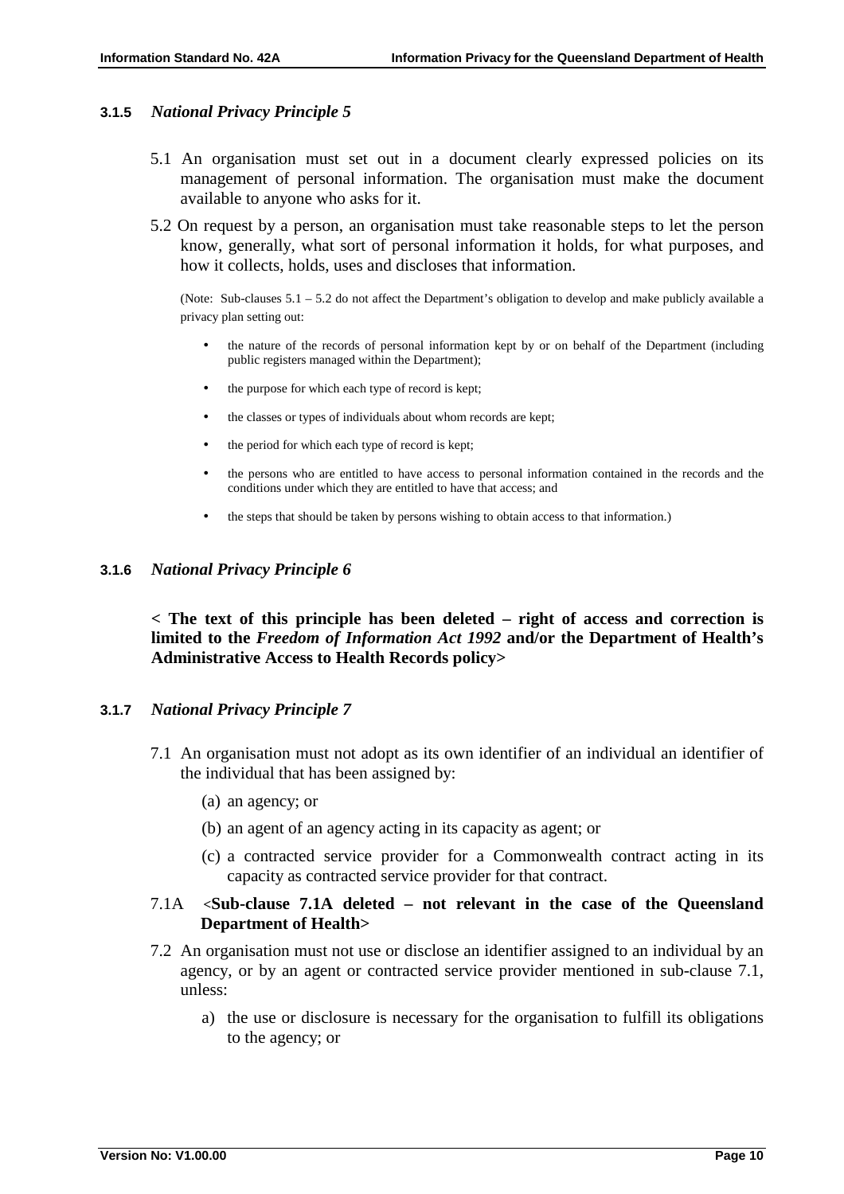### 3.1.5 *National Privacy Principle 5*

5.1 An organisation must set out in a document clearly expressed policies on its management of personal information. The organisation must make the document available to anyone who asks for it.

5.2 On request by a person, an organisation must take reasonable steps to let the person know, generally, what sort of personal information it holds, for what purposes, and how it collects, holds, uses and discloses that information.

(Note: Sub-clauses 5.1 – 5.2 do not affect the Department's obligation to develop and make publicly available a privacy plan setting out:

- the nature of the records of personal information kept by or on behalf of the Department (including public registers managed within the Department);
- the purpose for which each type of record is kept;
- the classes or types of individuals about whom records are kept;
- the period for which each type of record is kept;
- the persons who are entitled to have access to personal information contained in the records and the conditions under which they are entitled to have that access; and
- the steps that should be taken by persons wishing to obtain access to that information.)

### 3.1.6 *National Privacy Principle 6*

**< The text of this principle has been deleted – right of access and correction is limited to the *Freedom of Information Act 1992* and/or the Department of Health's Administrative Access to Health Records policy>**

### 3.1.7 *National Privacy Principle 7*

7.1 An organisation must not adopt as its own identifier of an individual an identifier of the individual that has been assigned by:

(a) an agency; or

(b) an agent of an agency acting in its capacity as agent; or

(c) a contracted service provider for a Commonwealth contract acting in its capacity as contracted service provider for that contract.

7.1A **<Sub-clause 7.1A deleted – not relevant in the case of the Queensland Department of Health>**

7.2 An organisation must not use or disclose an identifier assigned to an individual by an agency, or by an agent or contracted service provider mentioned in sub-clause 7.1, unless:

a) the use or disclosure is necessary for the organisation to fulfill its obligations to the agency; or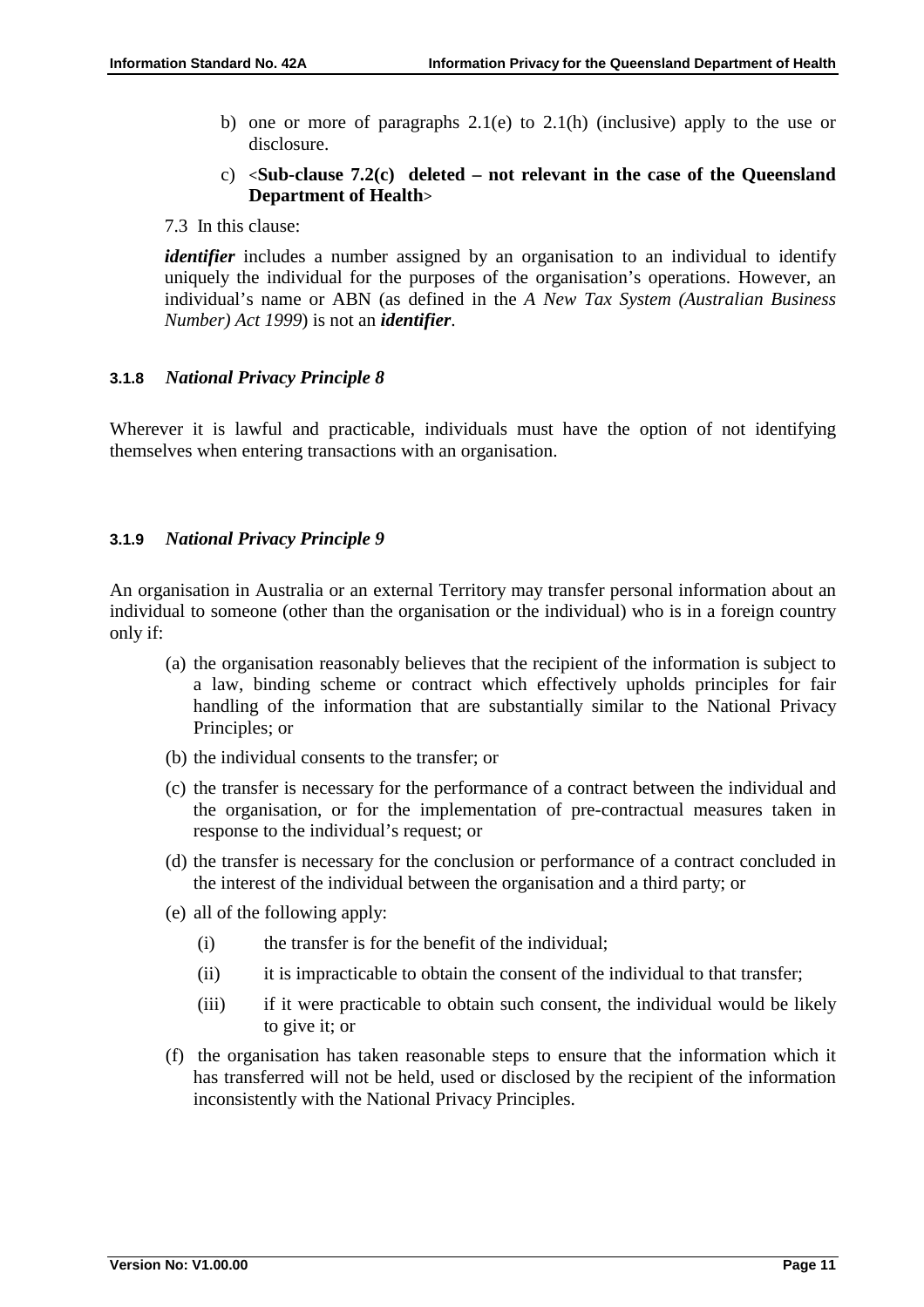b) one or more of paragraphs 2.1(e) to 2.1(h) (inclusive) apply to the use or disclosure.

c) <**Sub-clause 7.2(c) deleted – not relevant in the case of the Queensland Department of Health**>

7.3 In this clause:

***identifier*** includes a number assigned by an organisation to an individual to identify uniquely the individual for the purposes of the organisation's operations. However, an individual's name or ABN (as defined in the *A New Tax System (Australian Business Number) Act 1999*) is not an ***identifier***.

#### 3.1.8 *National Privacy Principle 8*

Wherever it is lawful and practicable, individuals must have the option of not identifying themselves when entering transactions with an organisation.

#### 3.1.9 *National Privacy Principle 9*

An organisation in Australia or an external Territory may transfer personal information about an individual to someone (other than the organisation or the individual) who is in a foreign country only if:

(a) the organisation reasonably believes that the recipient of the information is subject to a law, binding scheme or contract which effectively upholds principles for fair handling of the information that are substantially similar to the National Privacy Principles; or

(b) the individual consents to the transfer; or

(c) the transfer is necessary for the performance of a contract between the individual and the organisation, or for the implementation of pre-contractual measures taken in response to the individual's request; or

(d) the transfer is necessary for the conclusion or performance of a contract concluded in the interest of the individual between the organisation and a third party; or

(e) all of the following apply:

   (i) the transfer is for the benefit of the individual;

   (ii) it is impracticable to obtain the consent of the individual to that transfer;

   (iii) if it were practicable to obtain such consent, the individual would be likely to give it; or

(f) the organisation has taken reasonable steps to ensure that the information which it has transferred will not be held, used or disclosed by the recipient of the information inconsistently with the National Privacy Principles.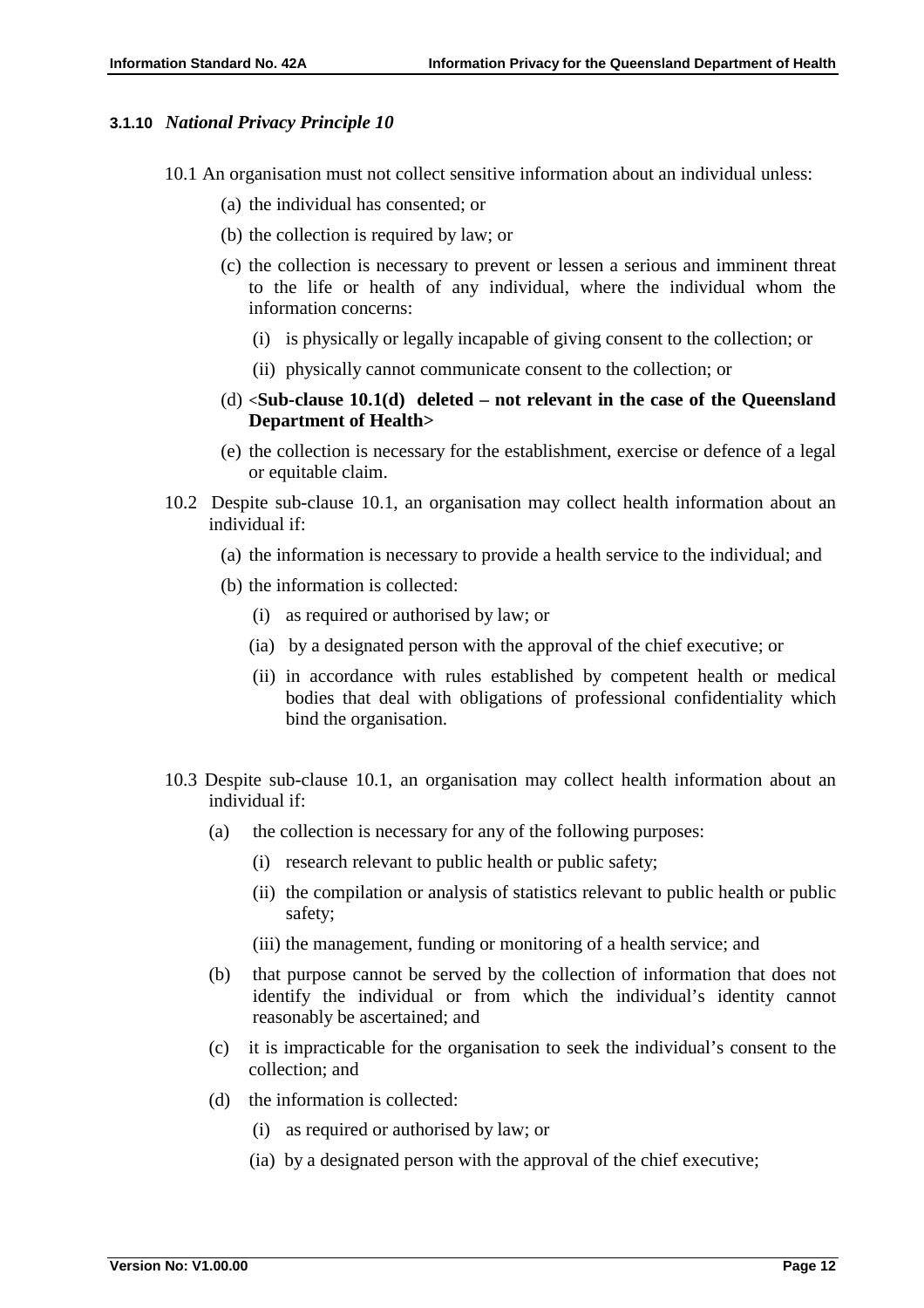### 3.1.10 *National Privacy Principle 10*

10.1 An organisation must not collect sensitive information about an individual unless:

(a) the individual has consented; or

(b) the collection is required by law; or

(c) the collection is necessary to prevent or lessen a serious and imminent threat to the life or health of any individual, where the individual whom the information concerns:

(i) is physically or legally incapable of giving consent to the collection; or

(ii) physically cannot communicate consent to the collection; or

(d) **<Sub-clause 10.1(d) deleted – not relevant in the case of the Queensland Department of Health>**

(e) the collection is necessary for the establishment, exercise or defence of a legal or equitable claim.

10.2 Despite sub-clause 10.1, an organisation may collect health information about an individual if:

(a) the information is necessary to provide a health service to the individual; and

(b) the information is collected:

(i) as required or authorised by law; or

(ia) by a designated person with the approval of the chief executive; or

(ii) in accordance with rules established by competent health or medical bodies that deal with obligations of professional confidentiality which bind the organisation.

10.3 Despite sub-clause 10.1, an organisation may collect health information about an individual if:

(a) the collection is necessary for any of the following purposes:

(i) research relevant to public health or public safety;

(ii) the compilation or analysis of statistics relevant to public health or public safety;

(iii) the management, funding or monitoring of a health service; and

(b) that purpose cannot be served by the collection of information that does not identify the individual or from which the individual's identity cannot reasonably be ascertained; and

(c) it is impracticable for the organisation to seek the individual's consent to the collection; and

(d) the information is collected:

(i) as required or authorised by law; or

(ia) by a designated person with the approval of the chief executive;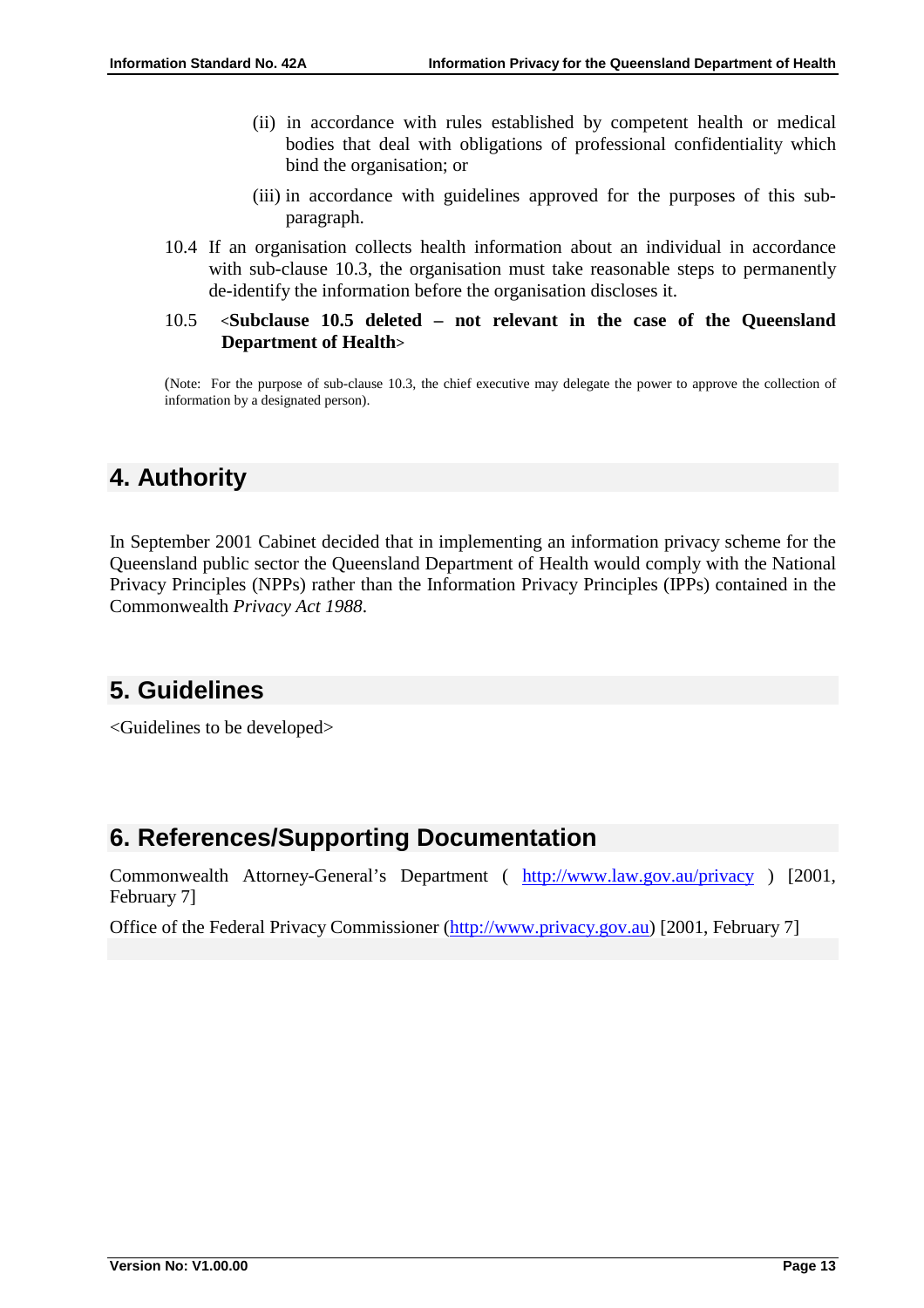(ii) in accordance with rules established by competent health or medical bodies that deal with obligations of professional confidentiality which bind the organisation; or

(iii) in accordance with guidelines approved for the purposes of this sub-paragraph.

10.4 If an organisation collects health information about an individual in accordance with sub-clause 10.3, the organisation must take reasonable steps to permanently de-identify the information before the organisation discloses it.

10.5 **<Subclause 10.5 deleted – not relevant in the case of the Queensland Department of Health>**

(Note: For the purpose of sub-clause 10.3, the chief executive may delegate the power to approve the collection of information by a designated person).

# 4. Authority

In September 2001 Cabinet decided that in implementing an information privacy scheme for the Queensland public sector the Queensland Department of Health would comply with the National Privacy Principles (NPPs) rather than the Information Privacy Principles (IPPs) contained in the Commonwealth *Privacy Act 1988*.

# 5. Guidelines

<Guidelines to be developed>

# 6. References/Supporting Documentation

Commonwealth Attorney-General's Department ( http://www.law.gov.au/privacy ) [2001, February 7]

Office of the Federal Privacy Commissioner (http://www.privacy.gov.au) [2001, February 7]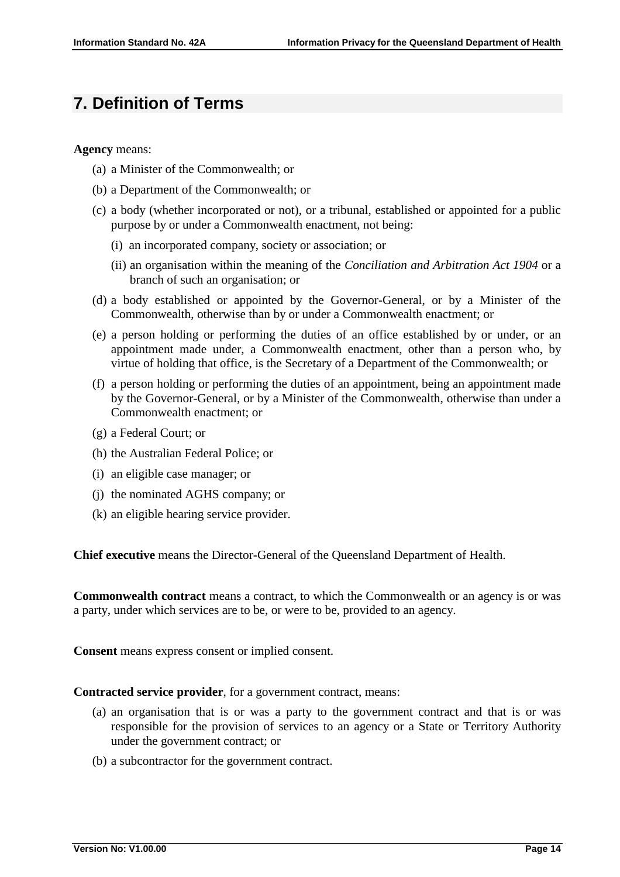## 7. Definition of Terms

**Agency** means:

(a) a Minister of the Commonwealth; or

(b) a Department of the Commonwealth; or

(c) a body (whether incorporated or not), or a tribunal, established or appointed for a public purpose by or under a Commonwealth enactment, not being:

  (i) an incorporated company, society or association; or

  (ii) an organisation within the meaning of the *Conciliation and Arbitration Act 1904* or a branch of such an organisation; or

(d) a body established or appointed by the Governor-General, or by a Minister of the Commonwealth, otherwise than by or under a Commonwealth enactment; or

(e) a person holding or performing the duties of an office established by or under, or an appointment made under, a Commonwealth enactment, other than a person who, by virtue of holding that office, is the Secretary of a Department of the Commonwealth; or

(f) a person holding or performing the duties of an appointment, being an appointment made by the Governor-General, or by a Minister of the Commonwealth, otherwise than under a Commonwealth enactment; or

(g) a Federal Court; or

(h) the Australian Federal Police; or

(i) an eligible case manager; or

(j) the nominated AGHS company; or

(k) an eligible hearing service provider.

**Chief executive** means the Director-General of the Queensland Department of Health.

**Commonwealth contract** means a contract, to which the Commonwealth or an agency is or was a party, under which services are to be, or were to be, provided to an agency.

**Consent** means express consent or implied consent.

**Contracted service provider**, for a government contract, means:

(a) an organisation that is or was a party to the government contract and that is or was responsible for the provision of services to an agency or a State or Territory Authority under the government contract; or

(b) a subcontractor for the government contract.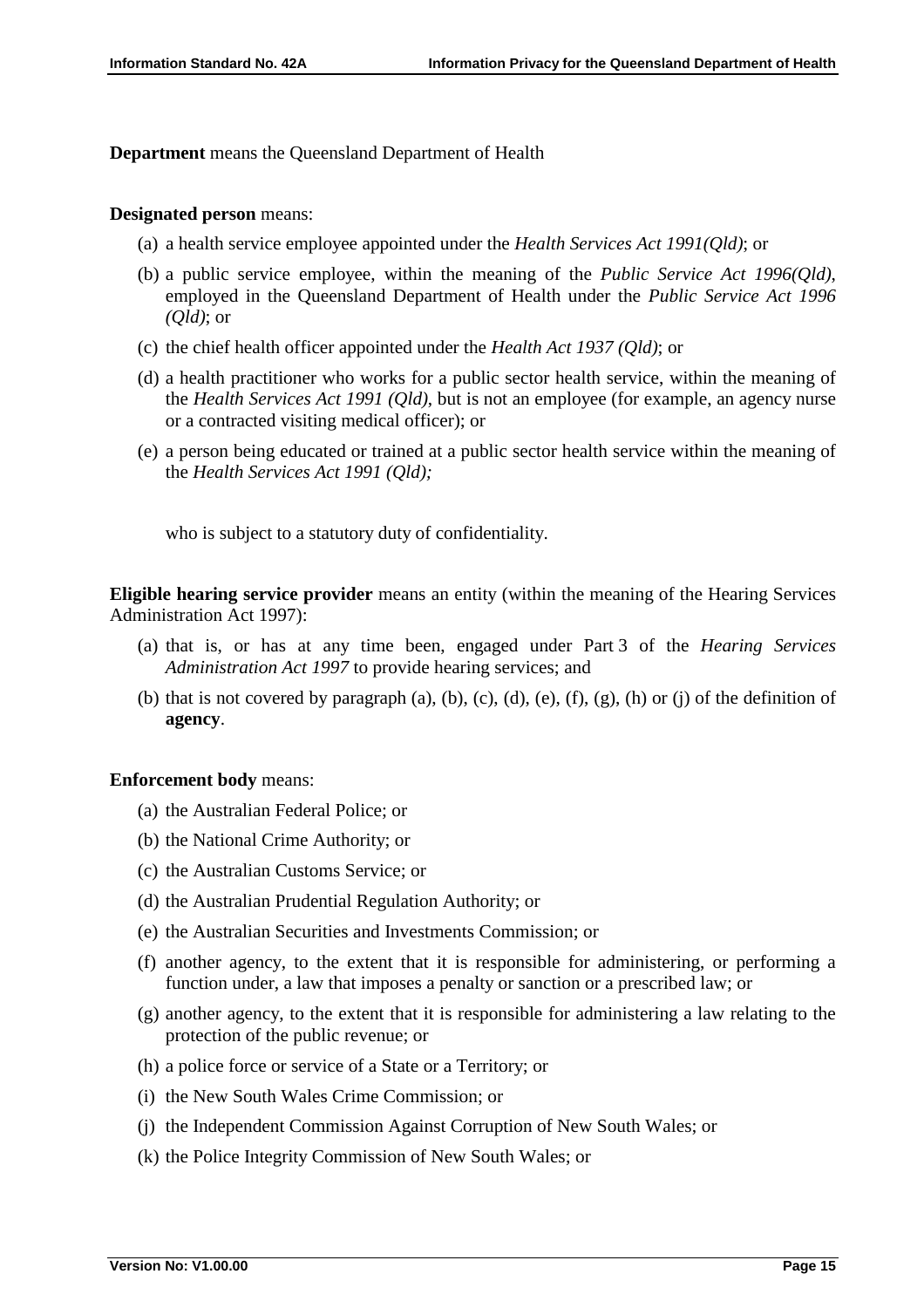**Department** means the Queensland Department of Health

**Designated person** means:

(a) a health service employee appointed under the *Health Services Act 1991(Qld)*; or

(b) a public service employee, within the meaning of the *Public Service Act 1996(Qld)*, employed in the Queensland Department of Health under the *Public Service Act 1996 (Qld)*; or

(c) the chief health officer appointed under the *Health Act 1937 (Qld)*; or

(d) a health practitioner who works for a public sector health service, within the meaning of the *Health Services Act 1991 (Qld)*, but is not an employee (for example, an agency nurse or a contracted visiting medical officer); or

(e) a person being educated or trained at a public sector health service within the meaning of the *Health Services Act 1991 (Qld);*

who is subject to a statutory duty of confidentiality.

**Eligible hearing service provider** means an entity (within the meaning of the Hearing Services Administration Act 1997):

(a) that is, or has at any time been, engaged under Part 3 of the *Hearing Services Administration Act 1997* to provide hearing services; and

(b) that is not covered by paragraph (a), (b), (c), (d), (e), (f), (g), (h) or (j) of the definition of **agency**.

**Enforcement body** means:

(a) the Australian Federal Police; or

(b) the National Crime Authority; or

(c) the Australian Customs Service; or

(d) the Australian Prudential Regulation Authority; or

(e) the Australian Securities and Investments Commission; or

(f) another agency, to the extent that it is responsible for administering, or performing a function under, a law that imposes a penalty or sanction or a prescribed law; or

(g) another agency, to the extent that it is responsible for administering a law relating to the protection of the public revenue; or

(h) a police force or service of a State or a Territory; or

(i) the New South Wales Crime Commission; or

(j) the Independent Commission Against Corruption of New South Wales; or

(k) the Police Integrity Commission of New South Wales; or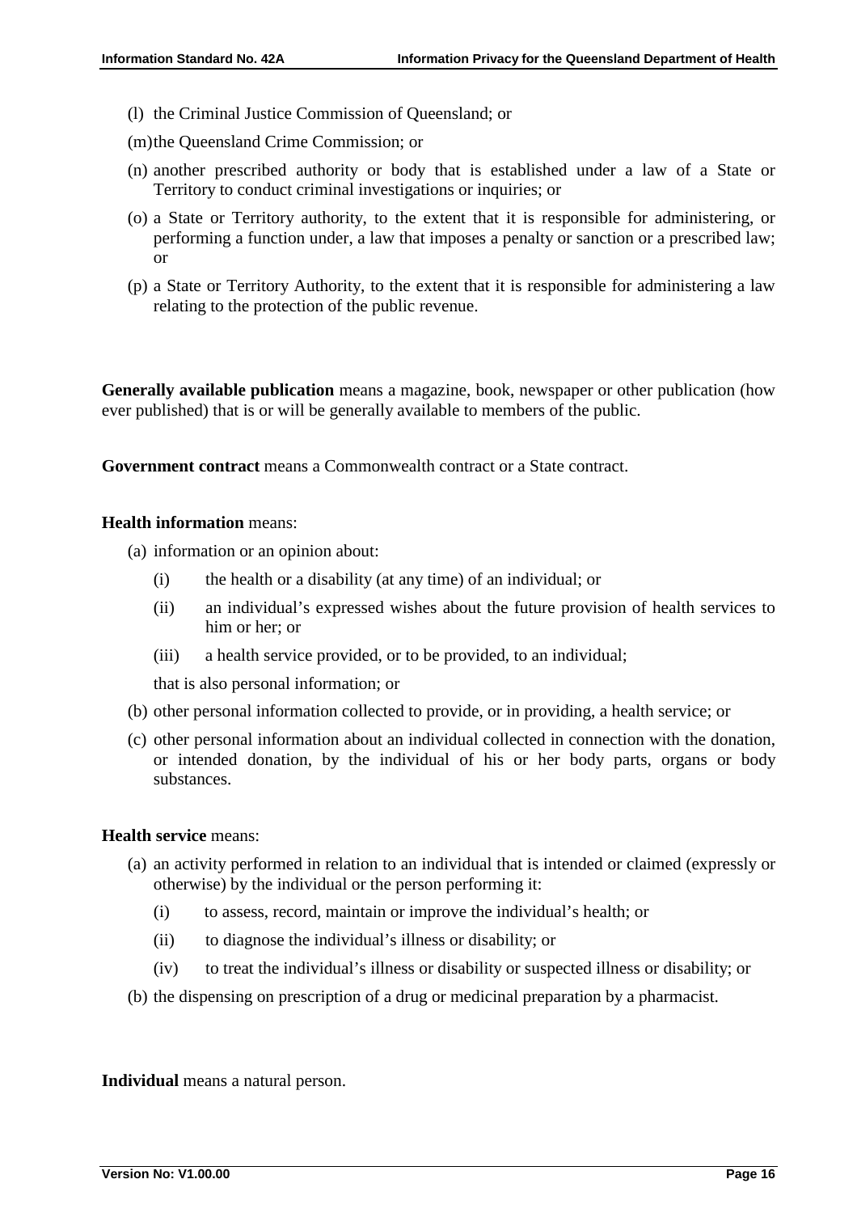(l) the Criminal Justice Commission of Queensland; or

(m) the Queensland Crime Commission; or

(n) another prescribed authority or body that is established under a law of a State or Territory to conduct criminal investigations or inquiries; or

(o) a State or Territory authority, to the extent that it is responsible for administering, or performing a function under, a law that imposes a penalty or sanction or a prescribed law; or

(p) a State or Territory Authority, to the extent that it is responsible for administering a law relating to the protection of the public revenue.

**Generally available publication** means a magazine, book, newspaper or other publication (how ever published) that is or will be generally available to members of the public.

**Government contract** means a Commonwealth contract or a State contract.

**Health information** means:

(a) information or an opinion about:

 (i) the health or a disability (at any time) of an individual; or

 (ii) an individual's expressed wishes about the future provision of health services to him or her; or

 (iii) a health service provided, or to be provided, to an individual;

 that is also personal information; or

(b) other personal information collected to provide, or in providing, a health service; or

(c) other personal information about an individual collected in connection with the donation, or intended donation, by the individual of his or her body parts, organs or body substances.

**Health service** means:

(a) an activity performed in relation to an individual that is intended or claimed (expressly or otherwise) by the individual or the person performing it:

 (i) to assess, record, maintain or improve the individual's health; or

 (ii) to diagnose the individual's illness or disability; or

 (iv) to treat the individual's illness or disability or suspected illness or disability; or

(b) the dispensing on prescription of a drug or medicinal preparation by a pharmacist.

**Individual** means a natural person.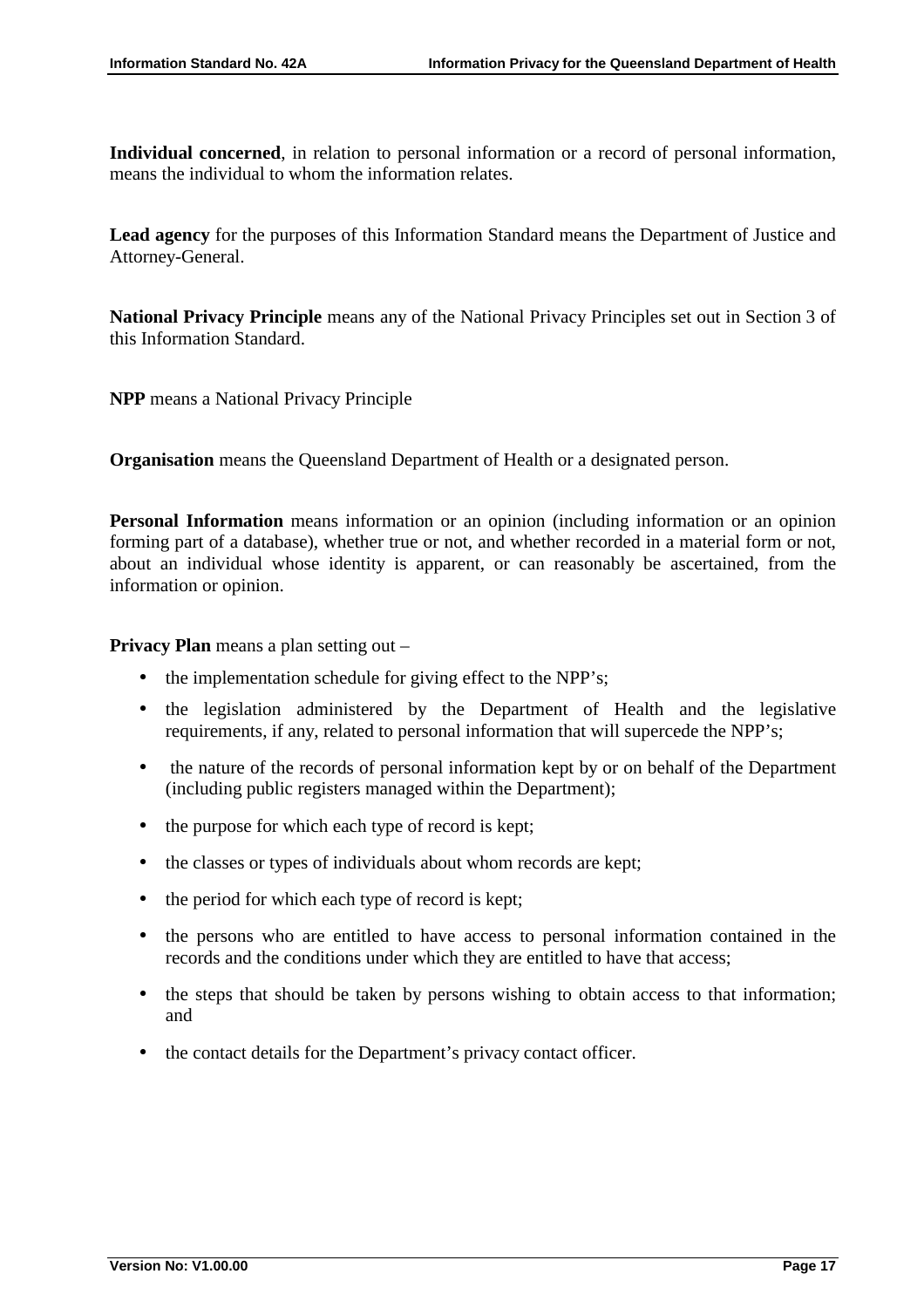**Individual concerned**, in relation to personal information or a record of personal information, means the individual to whom the information relates.

**Lead agency** for the purposes of this Information Standard means the Department of Justice and Attorney-General.

**National Privacy Principle** means any of the National Privacy Principles set out in Section 3 of this Information Standard.

**NPP** means a National Privacy Principle

**Organisation** means the Queensland Department of Health or a designated person.

**Personal Information** means information or an opinion (including information or an opinion forming part of a database), whether true or not, and whether recorded in a material form or not, about an individual whose identity is apparent, or can reasonably be ascertained, from the information or opinion.

**Privacy Plan** means a plan setting out –

- the implementation schedule for giving effect to the NPP's;
- the legislation administered by the Department of Health and the legislative requirements, if any, related to personal information that will supercede the NPP's;
- the nature of the records of personal information kept by or on behalf of the Department (including public registers managed within the Department);
- the purpose for which each type of record is kept;
- the classes or types of individuals about whom records are kept;
- the period for which each type of record is kept;
- the persons who are entitled to have access to personal information contained in the records and the conditions under which they are entitled to have that access;
- the steps that should be taken by persons wishing to obtain access to that information; and
- the contact details for the Department's privacy contact officer.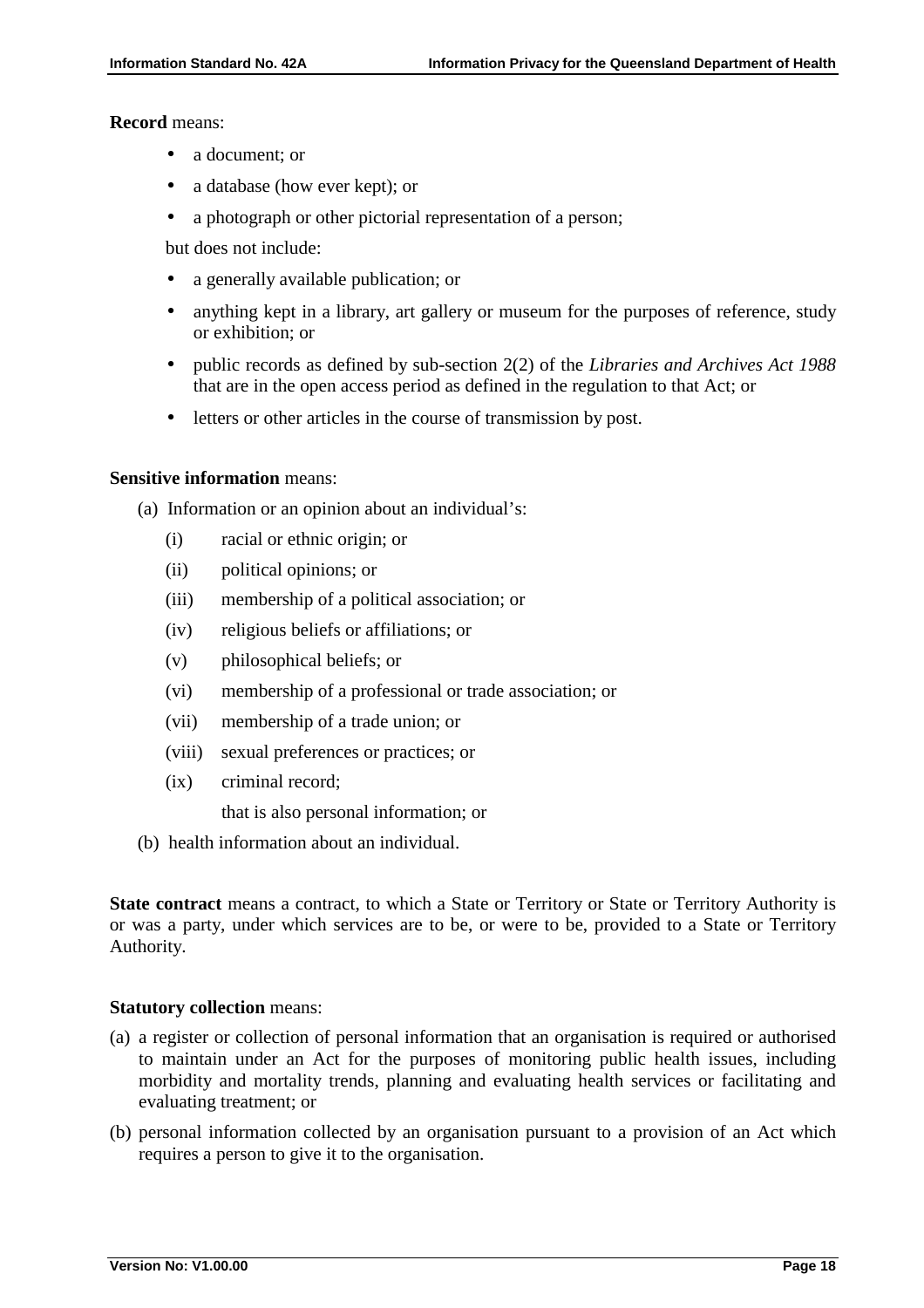**Record** means:

- a document; or
- a database (how ever kept); or
- a photograph or other pictorial representation of a person;

but does not include:

- a generally available publication; or
- anything kept in a library, art gallery or museum for the purposes of reference, study or exhibition; or
- public records as defined by sub-section 2(2) of the *Libraries and Archives Act 1988* that are in the open access period as defined in the regulation to that Act; or
- letters or other articles in the course of transmission by post.

**Sensitive information** means:

(a) Information or an opinion about an individual's:

(i) racial or ethnic origin; or

(ii) political opinions; or

(iii) membership of a political association; or

(iv) religious beliefs or affiliations; or

(v) philosophical beliefs; or

(vi) membership of a professional or trade association; or

(vii) membership of a trade union; or

(viii) sexual preferences or practices; or

(ix) criminal record;

that is also personal information; or

(b) health information about an individual.

**State contract** means a contract, to which a State or Territory or State or Territory Authority is or was a party, under which services are to be, or were to be, provided to a State or Territory Authority.

**Statutory collection** means:

(a) a register or collection of personal information that an organisation is required or authorised to maintain under an Act for the purposes of monitoring public health issues, including morbidity and mortality trends, planning and evaluating health services or facilitating and evaluating treatment; or

(b) personal information collected by an organisation pursuant to a provision of an Act which requires a person to give it to the organisation.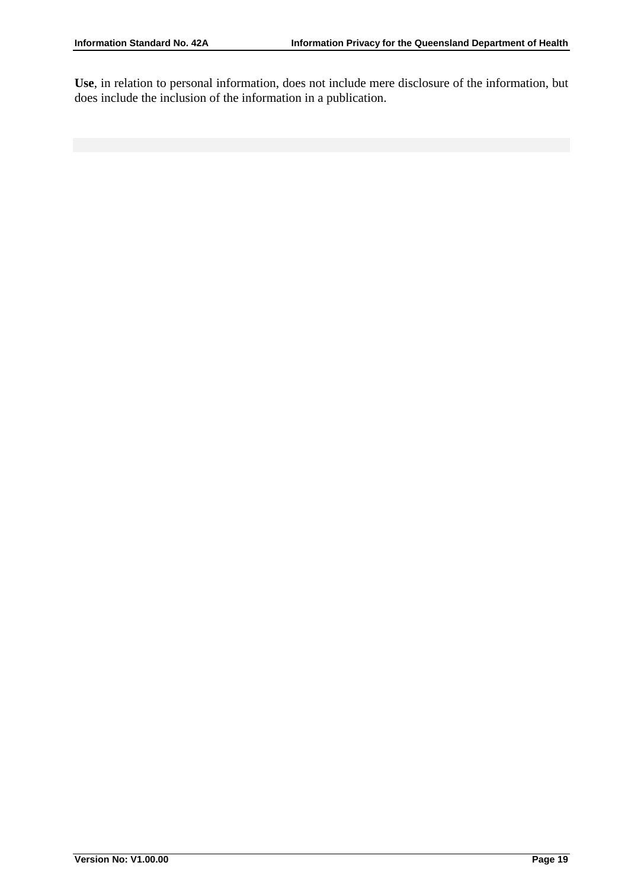**Use**, in relation to personal information, does not include mere disclosure of the information, but does include the inclusion of the information in a publication.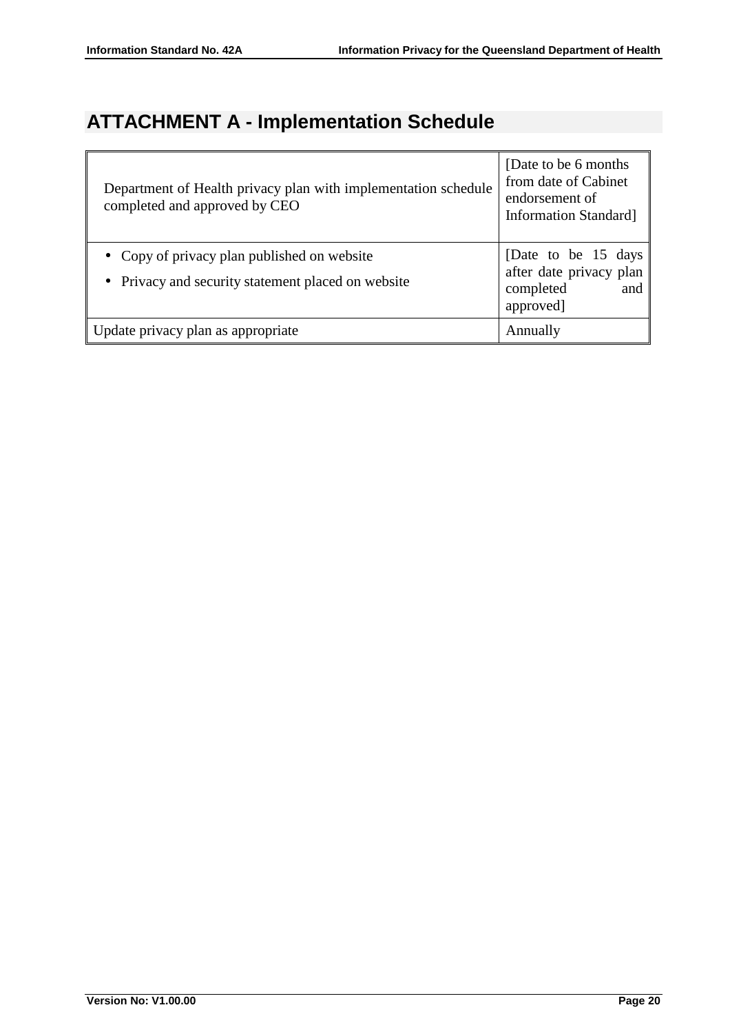# ATTACHMENT A - Implementation Schedule

| | |
|---|---|
| Department of Health privacy plan with implementation schedule completed and approved by CEO | [Date to be 6 months from date of Cabinet endorsement of Information Standard] |
| • Copy of privacy plan published on website<br>• Privacy and security statement placed on website | [Date to be 15 days after date privacy plan completed and approved] |
| Update privacy plan as appropriate | Annually |